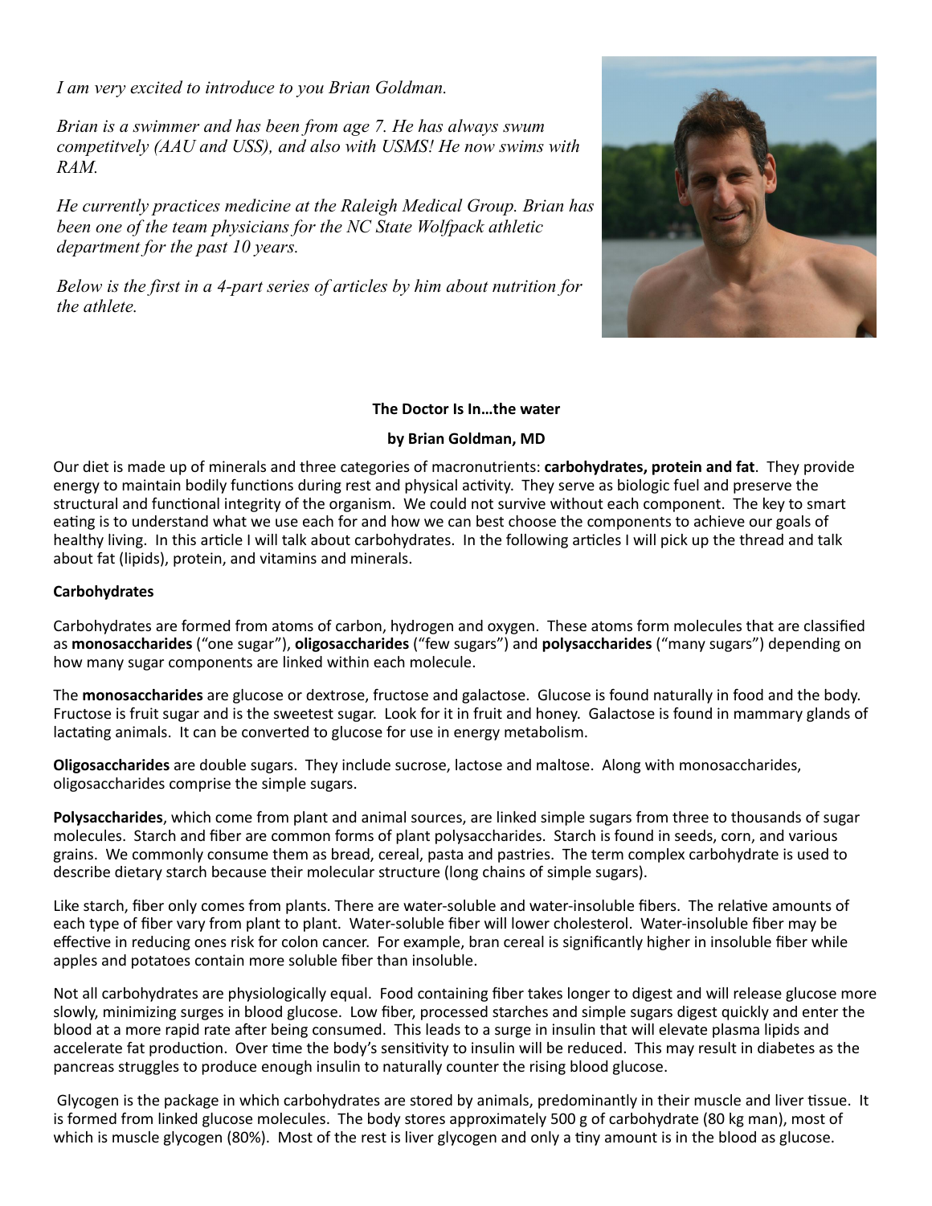*I am very excited to introduce to you Brian Goldman.*

*Brian is a swimmer and has been from age 7. He has always swum competitvely (AAU and USS), and also with USMS! He now swims with RAM.*

*He currently practices medicine at the Raleigh Medical Group. Brian has been one of the team physicians for the NC State Wolfpack athletic department for the past 10 years.*

*Below is the first in a 4-part series of articles by him about nutrition for the athlete.*

**The Doctor Is In…the water**

**by Brian Goldman, MD**

Our diet is made up of minerals and three categories of macronutrients: **carbohydrates, protein and fat**. They provide energy to maintain bodily functions during rest and physical activity. They serve as biologic fuel and preserve the structural and functional integrity of the organism. We could not survive without each component. The key to smart eating is to understand what we use each for and how we can best choose the components to achieve our goals of healthy living. In this article I will talk about carbohydrates. In the following articles I will pick up the thread and talk about fat (lipids), protein, and vitamins and minerals.

**Carbohydrates**

Carbohydrates are formed from atoms of carbon, hydrogen and oxygen. These atoms form molecules that are classified as **monosaccharides** ("one sugar"), **oligosaccharides** ("few sugars") and **polysaccharides** ("many sugars") depending on how many sugar components are linked within each molecule.

The **monosaccharides** are glucose or dextrose, fructose and galactose. Glucose is found naturally in food and the body. Fructose is fruit sugar and is the sweetest sugar. Look for it in fruit and honey. Galactose is found in mammary glands of lactating animals. It can be converted to glucose for use in energy metabolism.

**Oligosaccharides** are double sugars. They include sucrose, lactose and maltose. Along with monosaccharides, oligosaccharides comprise the simple sugars.

**Polysaccharides**, which come from plant and animal sources, are linked simple sugars from three to thousands of sugar molecules. Starch and fiber are common forms of plant polysaccharides. Starch is found in seeds, corn, and various grains. We commonly consume them as bread, cereal, pasta and pastries. The term complex carbohydrate is used to describe dietary starch because their molecular structure (long chains of simple sugars).

Like starch, fiber only comes from plants. There are water-soluble and water-insoluble fibers. The relative amounts of each type of fiber vary from plant to plant. Water-soluble fiber will lower cholesterol. Water-insoluble fiber may be effective in reducing ones risk for colon cancer. For example, bran cereal is significantly higher in insoluble fiber while apples and potatoes contain more soluble fiber than insoluble.

Not all carbohydrates are physiologically equal. Food containing fiber takes longer to digest and will release glucose more slowly, minimizing surges in blood glucose. Low fiber, processed starches and simple sugars digest quickly and enter the blood at a more rapid rate after being consumed. This leads to a surge in insulin that will elevate plasma lipids and accelerate fat production. Over time the body's sensitivity to insulin will be reduced. This may result in diabetes as the pancreas struggles to produce enough insulin to naturally counter the rising blood glucose.

Glycogen is the package in which carbohydrates are stored by animals, predominantly in their muscle and liver tissue. It is formed from linked glucose molecules. The body stores approximately 500 g of carbohydrate (80 kg man), most of which is muscle glycogen (80%). Most of the rest is liver glycogen and only a tiny amount is in the blood as glucose.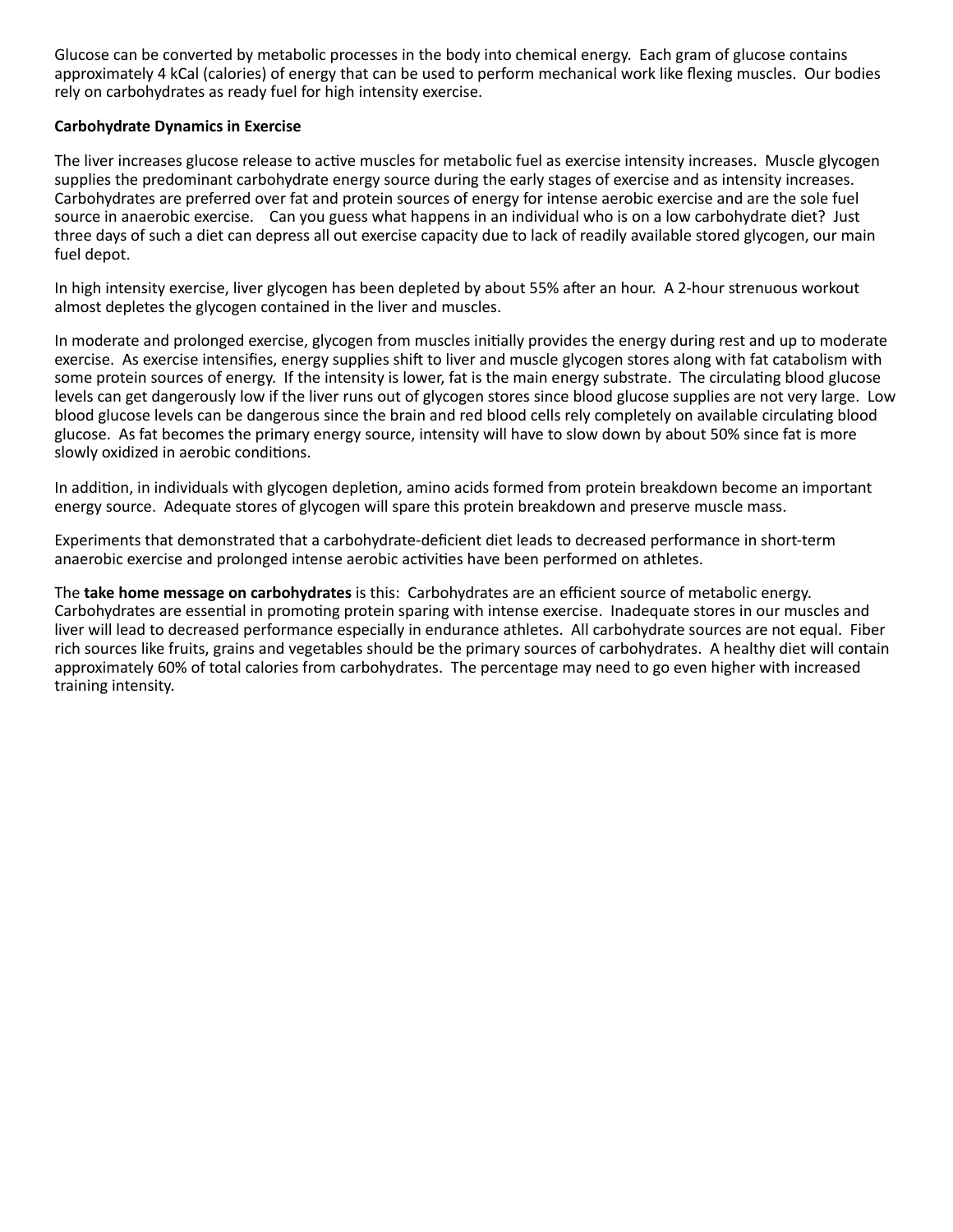Glucose can be converted by metabolic processes in the body into chemical energy. Each gram of glucose contains approximately 4 kCal (calories) of energy that can be used to perform mechanical work like flexing muscles. Our bodies rely on carbohydrates as ready fuel for high intensity exercise.

**Carbohydrate Dynamics in Exercise**

The liver increases glucose release to active muscles for metabolic fuel as exercise intensity increases. Muscle glycogen supplies the predominant carbohydrate energy source during the early stages of exercise and as intensity increases. Carbohydrates are preferred over fat and protein sources of energy for intense aerobic exercise and are the sole fuel source in anaerobic exercise. Can you guess what happens in an individual who is on a low carbohydrate diet? Just three days of such a diet can depress all out exercise capacity due to lack of readily available stored glycogen, our main fuel depot.

In high intensity exercise, liver glycogen has been depleted by about 55% after an hour. A 2-hour strenuous workout almost depletes the glycogen contained in the liver and muscles.

In moderate and prolonged exercise, glycogen from muscles initially provides the energy during rest and up to moderate exercise. As exercise intensifies, energy supplies shift to liver and muscle glycogen stores along with fat catabolism with some protein sources of energy. If the intensity is lower, fat is the main energy substrate. The circulating blood glucose levels can get dangerously low if the liver runs out of glycogen stores since blood glucose supplies are not very large. Low blood glucose levels can be dangerous since the brain and red blood cells rely completely on available circulating blood glucose. As fat becomes the primary energy source, intensity will have to slow down by about 50% since fat is more slowly oxidized in aerobic conditions.

In addition, in individuals with glycogen depletion, amino acids formed from protein breakdown become an important energy source. Adequate stores of glycogen will spare this protein breakdown and preserve muscle mass.

Experiments that demonstrated that a carbohydrate-deficient diet leads to decreased performance in short-term anaerobic exercise and prolonged intense aerobic activities have been performed on athletes.

The **take home message on carbohydrates** is this: Carbohydrates are an efficient source of metabolic energy. Carbohydrates are essential in promoting protein sparing with intense exercise. Inadequate stores in our muscles and liver will lead to decreased performance especially in endurance athletes. All carbohydrate sources are not equal. Fiber rich sources like fruits, grains and vegetables should be the primary sources of carbohydrates. A healthy diet will contain approximately 60% of total calories from carbohydrates. The percentage may need to go even higher with increased training intensity.